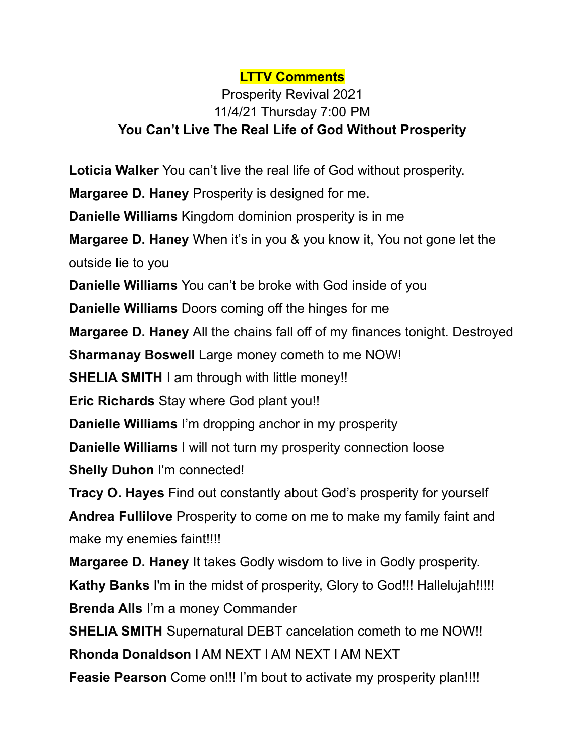**LTTV Comments**

Prosperity Revival 2021

11/4/21 Thursday 7:00 PM

**You Can't Live The Real Life of God Without Prosperity**

**Loticia Walker** You can't live the real life of God without prosperity.

**Margaree D. Haney** Prosperity is designed for me.

**Danielle Williams** Kingdom dominion prosperity is in me

**Margaree D. Haney** When it's in you & you know it, You not gone let the outside lie to you

**Danielle Williams** You can't be broke with God inside of you

**Danielle Williams** Doors coming off the hinges for me

**Margaree D. Haney** All the chains fall off of my finances tonight. Destroyed

**Sharmanay Boswell** Large money cometh to me NOW!

**SHELIA SMITH** I am through with little money!!

**Eric Richards** Stay where God plant you!!

**Danielle Williams** I'm dropping anchor in my prosperity

**Danielle Williams** I will not turn my prosperity connection loose

**Shelly Duhon** I'm connected!

**Tracy O. Hayes** Find out constantly about God's prosperity for yourself

**Andrea Fullilove** Prosperity to come on me to make my family faint and make my enemies faint!!!!

**Margaree D. Haney** It takes Godly wisdom to live in Godly prosperity.

**Kathy Banks** I'm in the midst of prosperity, Glory to God!!! Hallelujah!!!!!

**Brenda Alls** I'm a money Commander

**SHELIA SMITH** Supernatural DEBT cancelation cometh to me NOW!!

**Rhonda Donaldson** I AM NEXT I AM NEXT I AM NEXT

**Feasie Pearson** Come on!!! I'm bout to activate my prosperity plan!!!!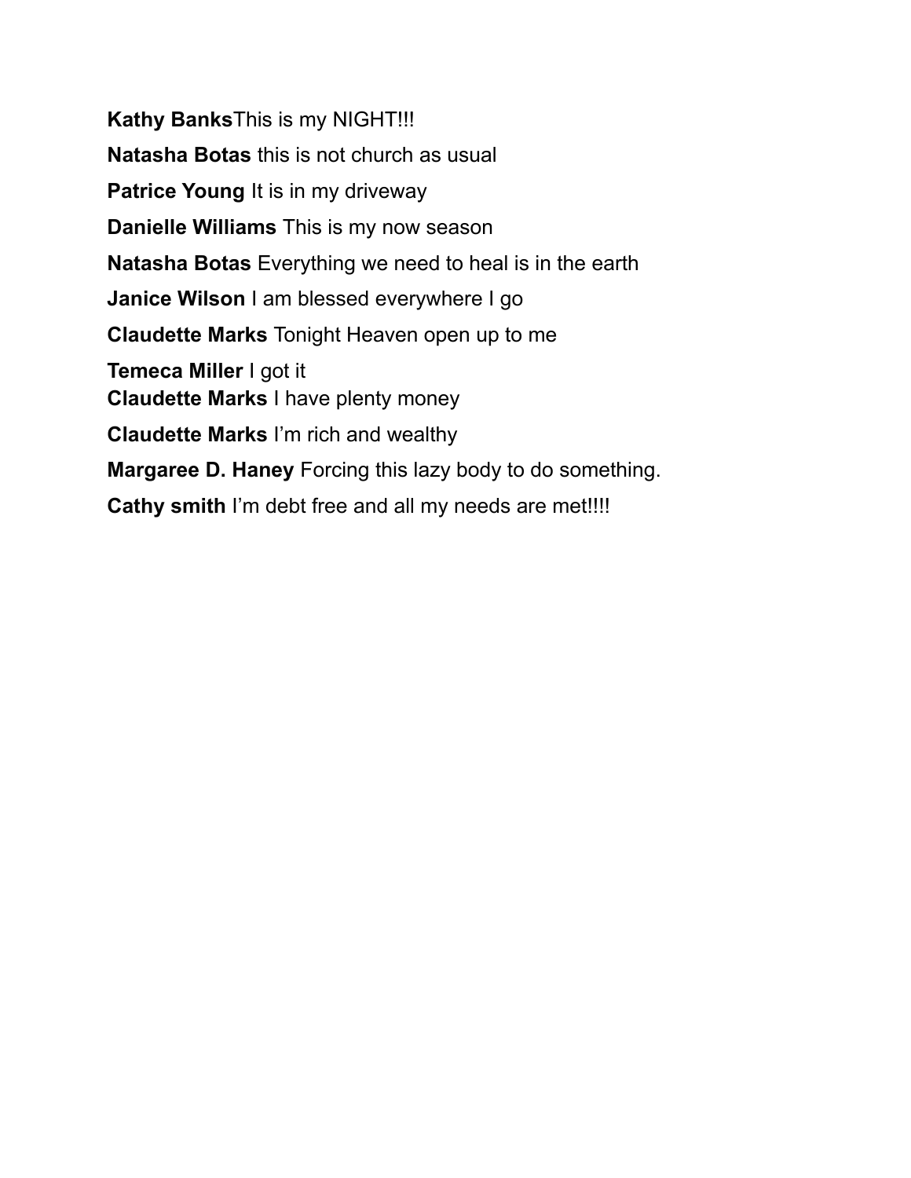**Kathy Banks**This is my NIGHT!!!

**Natasha Botas** this is not church as usual

**Patrice Young** It is in my driveway

**Danielle Williams** This is my now season

**Natasha Botas** Everything we need to heal is in the earth

**Janice Wilson** I am blessed everywhere I go

**Claudette Marks** Tonight Heaven open up to me

**Temeca Miller** I got it

**Claudette Marks** I have plenty money

**Claudette Marks** I'm rich and wealthy

**Margaree D. Haney** Forcing this lazy body to do something.

**Cathy smith** I'm debt free and all my needs are met!!!!